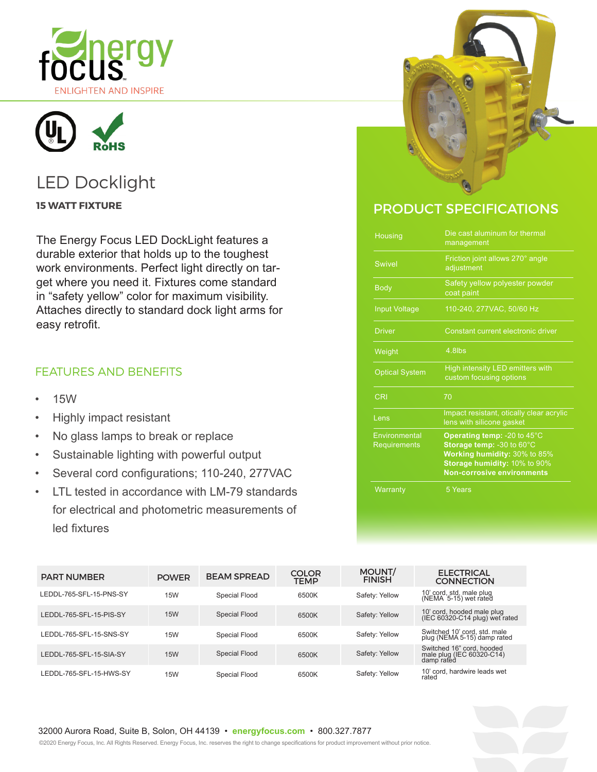Energy focus

ENLIGHTEN AND INSPIRE

RoHS

# LED Docklight

**15 WATT FIXTURE**

The Energy Focus LED DockLight features a durable exterior that holds up to the toughest work environments. Perfect light directly on target where you need it. Fixtures come standard in "safety yellow" color for maximum visibility. Attaches directly to standard dock light arms for easy retrofit.

## FEATURES AND BENEFITS

- 15W
- Highly impact resistant
- No glass lamps to break or replace
- Sustainable lighting with powerful output
- Several cord configurations; 110-240, 277VAC
- LTL tested in accordance with LM-79 standards for electrical and photometric measurements of led fixtures

## PRODUCT SPECIFICATIONS

| | |
|---|---|
| Housing | Die cast aluminum for thermal management |
| Swivel | Friction joint allows 270° angle adjustment |
| Body | Safety yellow polyester powder coat paint |
| Input Voltage | 110-240, 277VAC, 50/60 Hz |
| Driver | Constant current electronic driver |
| Weight | 4.8lbs |
| Optical System | High intensity LED emitters with custom focusing options |
| CRI | 70 |
| Lens | Impact resistant, otically clear acrylic lens with silicone gasket |
| Environmental Requirements | **Operating temp:** -20 to 45°C<br>**Storage temp:** -30 to 60°C<br>**Working humidity:** 30% to 85%<br>**Storage humidity:** 10% to 90%<br>**Non-corrosive environments** |
| Warranty | 5 Years |

| PART NUMBER | POWER | BEAM SPREAD | COLOR TEMP | MOUNT/ FINISH | ELECTRICAL CONNECTION |
|---|---|---|---|---|---|
| LEDDL-765-SFL-15-PNS-SY | 15W | Special Flood | 6500K | Safety: Yellow | 10' cord, std. male plug (NEMA 5-15) wet rated |
| LEDDL-765-SFL-15-PIS-SY | 15W | Special Flood | 6500K | Safety: Yellow | 10' cord, hooded male plug (IEC 60320-C14 plug) wet rated |
| LEDDL-765-SFL-15-SNS-SY | 15W | Special Flood | 6500K | Safety: Yellow | Switched 10' cord, std. male plug (NEMA 5-15) damp rated |
| LEDDL-765-SFL-15-SIA-SY | 15W | Special Flood | 6500K | Safety: Yellow | Switched 16" cord, hooded male plug (IEC 60320-C14) damp rated |
| LEDDL-765-SFL-15-HWS-SY | 15W | Special Flood | 6500K | Safety: Yellow | 10' cord, hardwire leads wet rated |

32000 Aurora Road, Suite B, Solon, OH 44139 • **energyfocus.com** • 800.327.7877

©2020 Energy Focus, Inc. All Rights Reserved. Energy Focus, Inc. reserves the right to change specifications for product improvement without prior notice.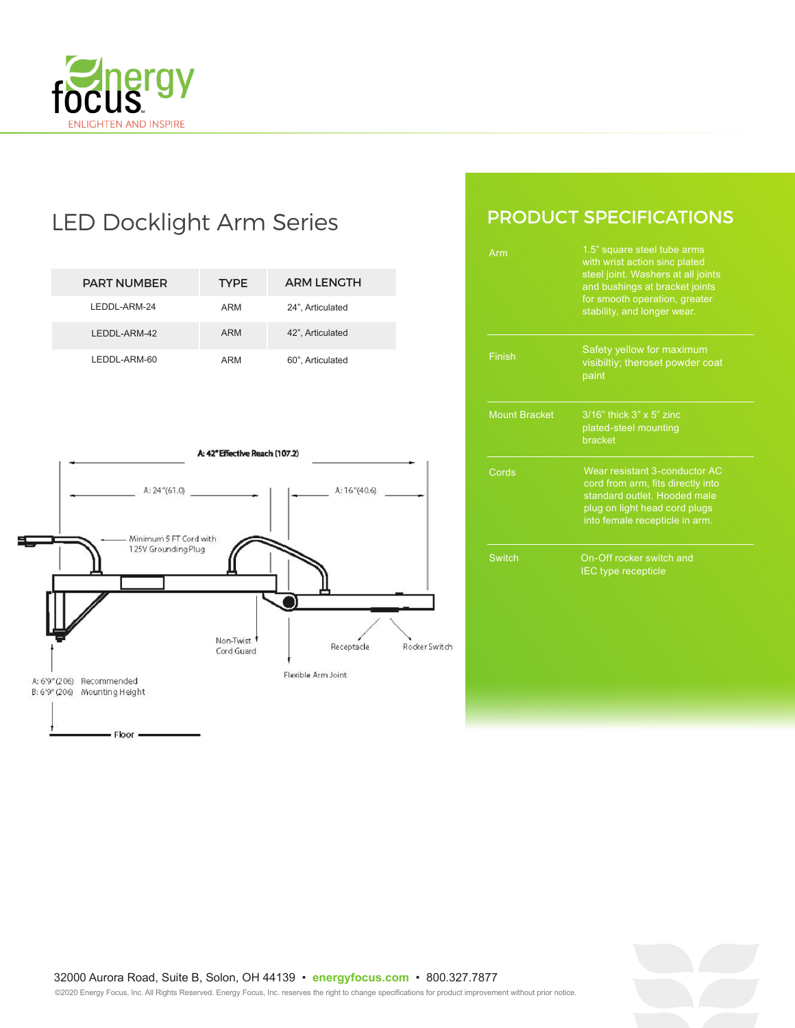# LED Docklight Arm Series

| PART NUMBER | TYPE | ARM LENGTH |
|---|---|---|
| LEDDL-ARM-24 | ARM | 24", Articulated |
| LEDDL-ARM-42 | ARM | 42", Articulated |
| LEDDL-ARM-60 | ARM | 60", Articulated |

A: 42" Effective Reach (107.2)

A: 24"(61.0)

A: 16"(40.6)

Minimum 5 FT Cord with 125V Grounding Plug

Non-Twist Cord Guard

Receptacle

Rocker Switch

Flexible Arm Joint

A: 6'9" (206) B: 6'9" (206) Recommended Mounting Height

Floor

## PRODUCT SPECIFICATIONS

| | |
|---|---|
| Arm | 1.5" square steel tube arms with wrist action sinc plated steel joint. Washers at all joints and bushings at bracket joints for smooth operation, greater stability, and longer wear. |
| Finish | Safety yellow for maximum visibiltiy; theroset powder coat paint |
| Mount Bracket | 3/16" thick 3" x 5" zinc plated-steel mounting bracket |
| Cords | Wear resistant 3-conductor AC cord from arm, fits directly into standard outlet. Hooded male plug on light head cord plugs into female recepticle in arm. |
| Switch | On-Off rocker switch and IEC type recepticle |

32000 Aurora Road, Suite B, Solon, OH 44139 • energyfocus.com • 800.327.7877

©2020 Energy Focus, Inc. All Rights Reserved. Energy Focus, Inc. reserves the right to change specifications for product improvement without prior notice.